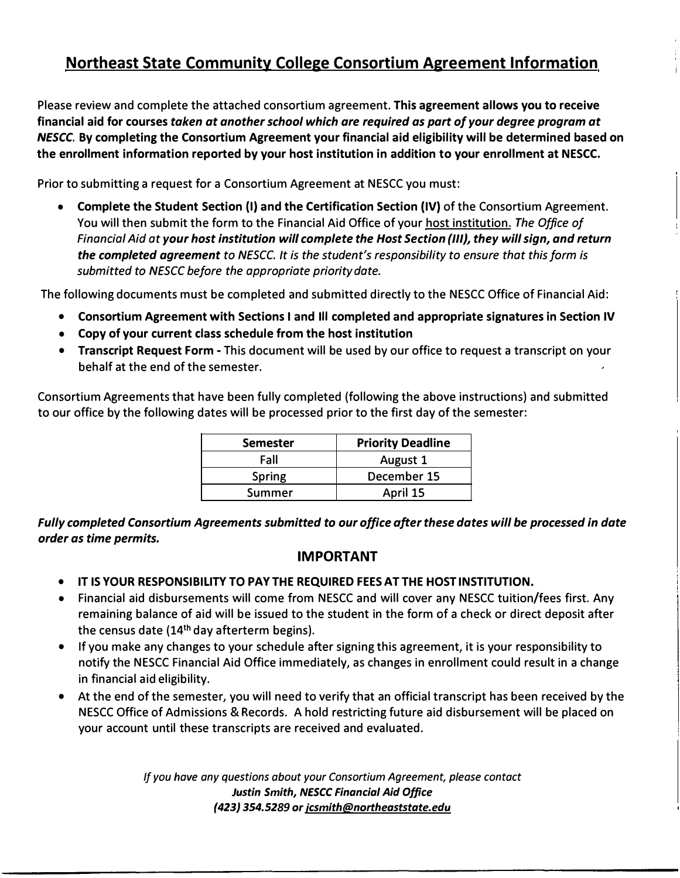# Northeast State Community College Consortium Agreement Information

Please review and complete the attached consortium agreement. **This agreement allows you to receive financial aid for courses *taken at another school which are required as part of your degree program at NESCC.* By completing the Consortium Agreement your financial aid eligibility will be determined based on the enrollment information reported by your host institution in addition to your enrollment at NESCC.**

Prior to submitting a request for a Consortium Agreement at NESCC you must:

- **Complete the Student Section (I) and the Certification Section (IV)** of the Consortium Agreement. You will then submit the form to the Financial Aid Office of your host institution. *The Office of Financial Aid at **your host institution will complete the Host Section (III), they will sign, and return the completed agreement** to NESCC. It is the student's responsibility to ensure that this form is submitted to NESCC before the appropriate priority date.*

The following documents must be completed and submitted directly to the NESCC Office of Financial Aid:

- **Consortium Agreement with Sections I and III completed and appropriate signatures in Section IV**
- **Copy of your current class schedule from the host institution**
- **Transcript Request Form -** This document will be used by our office to request a transcript on your behalf at the end of the semester.

Consortium Agreements that have been fully completed (following the above instructions) and submitted to our office by the following dates will be processed prior to the first day of the semester:

| Semester | Priority Deadline |
|---|---|
| Fall | August 1 |
| Spring | December 15 |
| Summer | April 15 |

***Fully completed Consortium Agreements submitted to our office after these dates will be processed in date order as time permits.***

## IMPORTANT

- **IT IS YOUR RESPONSIBILITY TO PAY THE REQUIRED FEES AT THE HOST INSTITUTION.**
- Financial aid disbursements will come from NESCC and will cover any NESCC tuition/fees first. Any remaining balance of aid will be issued to the student in the form of a check or direct deposit after the census date (14th day afterterm begins).
- If you make any changes to your schedule after signing this agreement, it is your responsibility to notify the NESCC Financial Aid Office immediately, as changes in enrollment could result in a change in financial aid eligibility.
- At the end of the semester, you will need to verify that an official transcript has been received by the NESCC Office of Admissions & Records. A hold restricting future aid disbursement will be placed on your account until these transcripts are received and evaluated.

*If you have any questions about your Consortium Agreement, please contact*
***Justin Smith, NESCC Financial Aid Office***
***(423) 354.5289 or jcsmith@northeaststate.edu***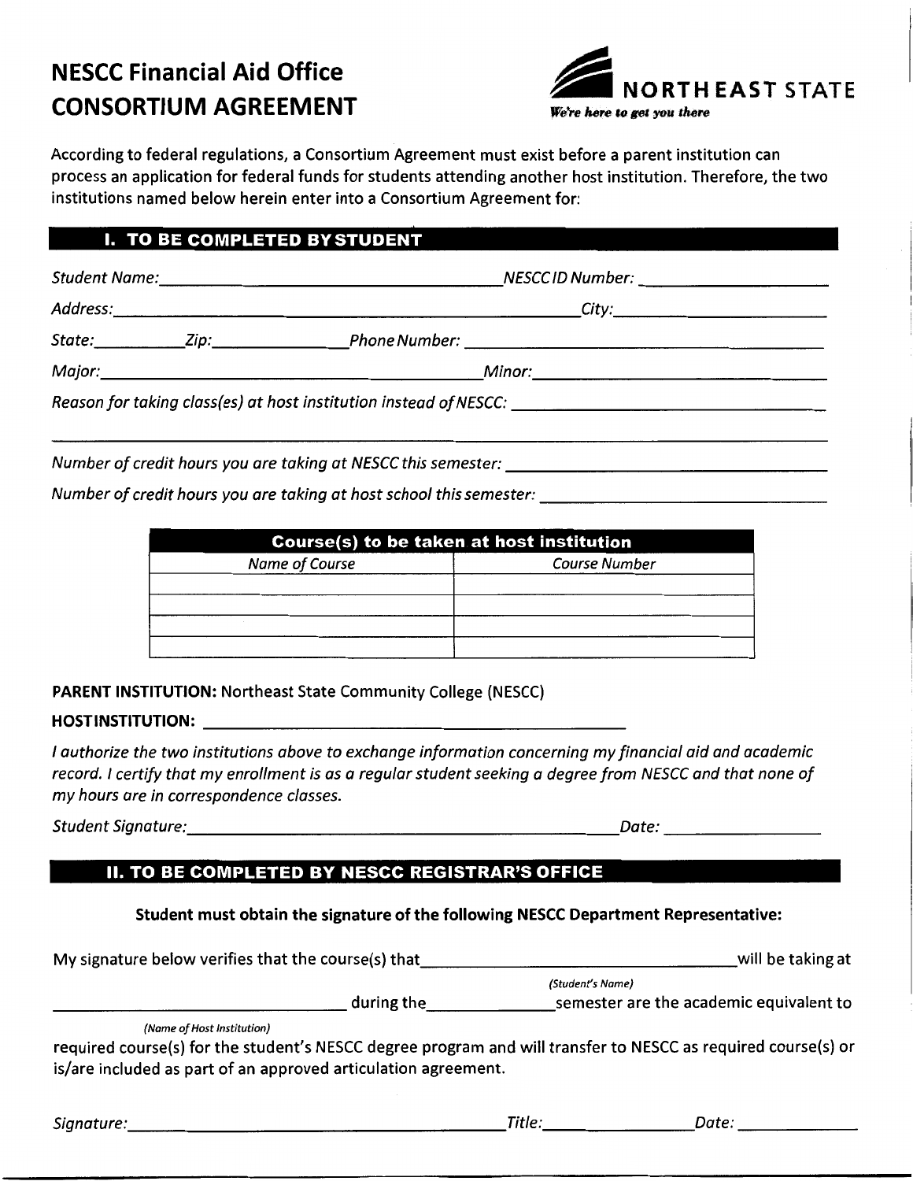# NESCC Financial Aid Office
# CONSORTIUM AGREEMENT

NORTHEAST STATE
*We're here to get you there*

According to federal regulations, a Consortium Agreement must exist before a parent institution can process an application for federal funds for students attending another host institution. Therefore, the two institutions named below herein enter into a Consortium Agreement for:

## I. TO BE COMPLETED BY STUDENT

*Student Name:* ______________________________ *NESCC ID Number:* ____________________

*Address:* ______________________________ *City:* ____________________

*State:* __________ *Zip:* ______________ *Phone Number:* ______________________________

*Major:* ______________________________ *Minor:* ____________________

*Reason for taking class(es) at host institution instead of NESCC:* ______________________________

______________________________________________________________________

*Number of credit hours you are taking at NESCC this semester:* ______________________________

*Number of credit hours you are taking at host school this semester:* ______________________________

| **Course(s) to be taken at host institution** | |
|---|---|
| *Name of Course* | *Course Number* |
| | |
| | |
| | |
| | |

**PARENT INSTITUTION:** Northeast State Community College (NESCC)

**HOST INSTITUTION:** ______________________________

*I authorize the two institutions above to exchange information concerning my financial aid and academic record. I certify that my enrollment is as a regular student seeking a degree from NESCC and that none of my hours are in correspondence classes.*

*Student Signature:* ______________________________ *Date:* ____________________

## II. TO BE COMPLETED BY NESCC REGISTRAR'S OFFICE

**Student must obtain the signature of the following NESCC Department Representative:**

My signature below verifies that the course(s) that ______________________________ will be taking at
*(Student's Name)*

______________________________ during the ______________ semester are the academic equivalent to
*(Name of Host Institution)*

required course(s) for the student's NESCC degree program and will transfer to NESCC as required course(s) or is/are included as part of an approved articulation agreement.

*Signature:* ______________________________ *Title:* ______________ *Date:* ______________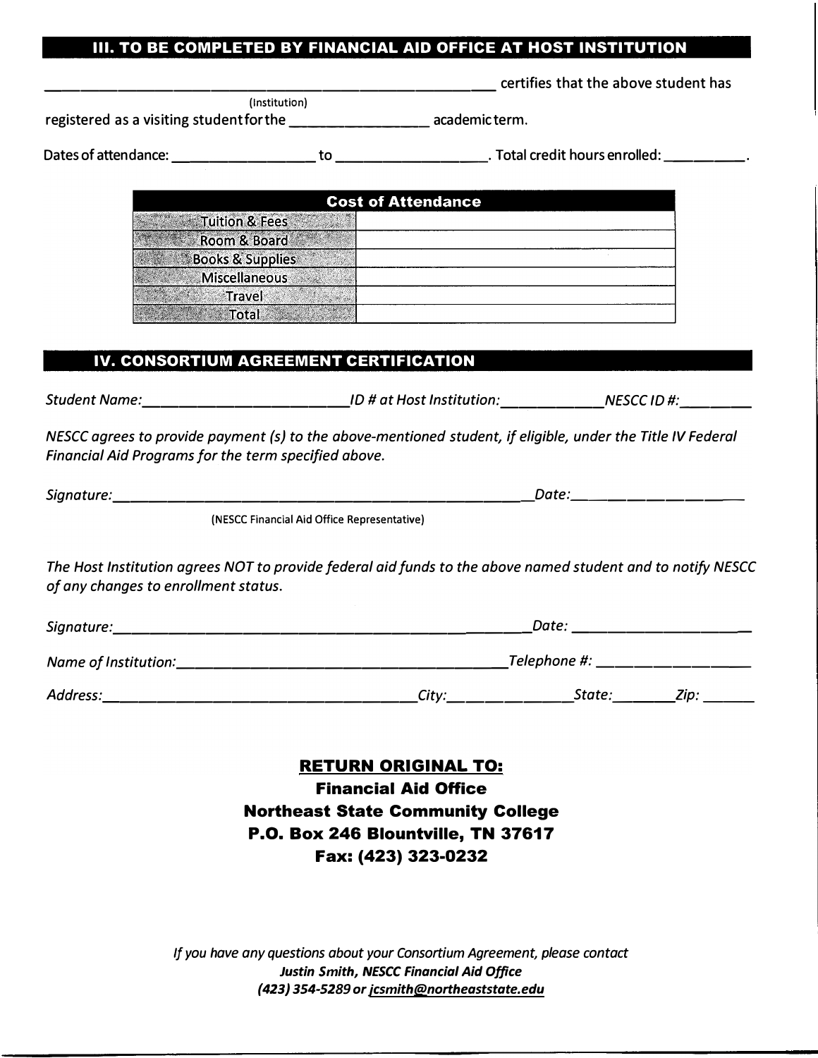## III. TO BE COMPLETED BY FINANCIAL AID OFFICE AT HOST INSTITUTION

_______________________________________________ certifies that the above student has
(Institution)
registered as a visiting student for the _______________ academic term.

Dates of attendance: _______________ to _______________. Total credit hours enrolled: _________.

| Cost of Attendance | |
|---|---|
| Tuition & Fees | |
| Room & Board | |
| Books & Supplies | |
| Miscellaneous | |
| Travel | |
| Total | |

## IV. CONSORTIUM AGREEMENT CERTIFICATION

*Student Name:_______________________ ID # at Host Institution:___________ NESCC ID #:________*

*NESCC agrees to provide payment (s) to the above-mentioned student, if eligible, under the Title IV Federal Financial Aid Programs for the term specified above.*

*Signature:_______________________________________________ Date:___________________*
(NESCC Financial Aid Office Representative)

*The Host Institution agrees NOT to provide federal aid funds to the above named student and to notify NESCC of any changes to enrollment status.*

*Signature:_______________________________________________ Date: ___________________*

*Name of Institution:___________________________________ Telephone #: _________________*

*Address:___________________________________ City:_____________ State:_______ Zip: ______*

**RETURN ORIGINAL TO:**
**Financial Aid Office**
**Northeast State Community College**
**P.O. Box 246 Blountville, TN 37617**
**Fax: (423) 323-0232**

*If you have any questions about your Consortium Agreement, please contact*
***Justin Smith, NESCC Financial Aid Office***
***(423) 354-5289 or jcsmith@northeaststate.edu***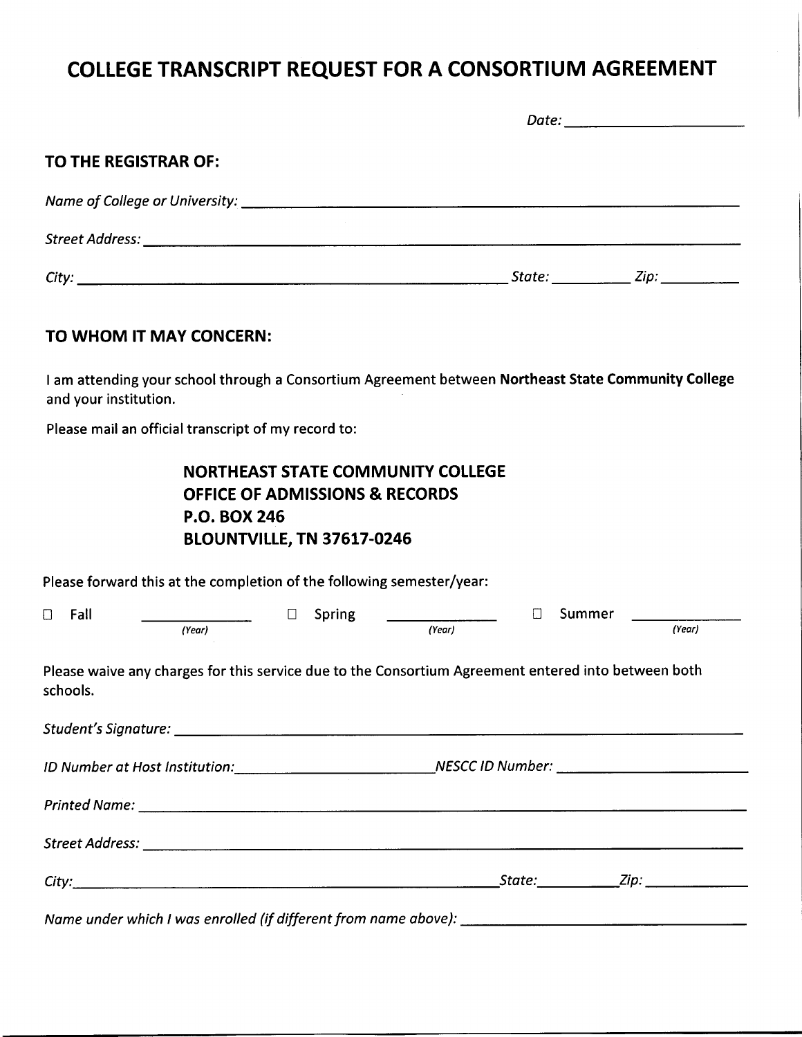# COLLEGE TRANSCRIPT REQUEST FOR A CONSORTIUM AGREEMENT

*Date:* ____________________

## TO THE REGISTRAR OF:

*Name of College or University:* ____________________________________________

*Street Address:* ____________________________________________

*City:* ________________________________ *State:* __________ *Zip:* __________

## TO WHOM IT MAY CONCERN:

I am attending your school through a Consortium Agreement between **Northeast State Community College** and your institution.

Please mail an official transcript of my record to:

**NORTHEAST STATE COMMUNITY COLLEGE**
**OFFICE OF ADMISSIONS & RECORDS**
**P.O. BOX 246**
**BLOUNTVILLE, TN 37617-0246**

Please forward this at the completion of the following semester/year:

☐ Fall ____________ *(Year)*  ☐ Spring ____________ *(Year)*  ☐ Summer ____________ *(Year)*

Please waive any charges for this service due to the Consortium Agreement entered into between both schools.

*Student's Signature:* ____________________________________________

*ID Number at Host Institution:* ____________________ *NESCC ID Number:* ____________________

*Printed Name:* ____________________________________________

*Street Address:* ____________________________________________

*City:* ________________________________ *State:* __________ *Zip:* __________

*Name under which I was enrolled (if different from name above):* ____________________________